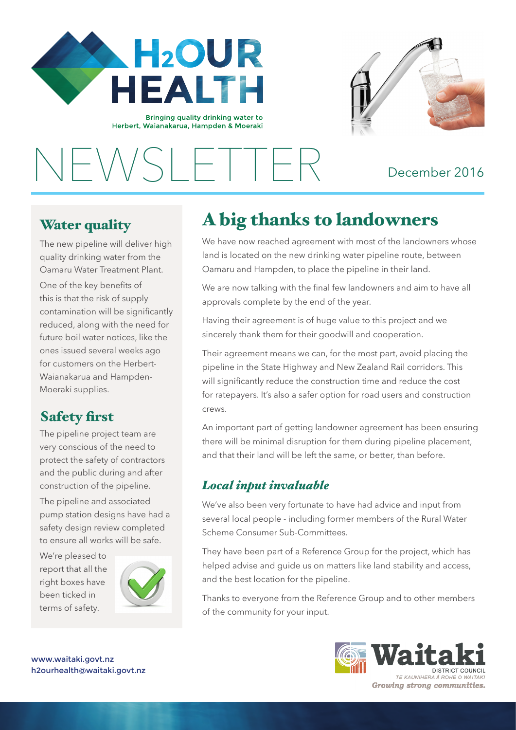# H2OUR HEALTH

Bringing quality drinking water to Herbert, Waianakarua, Hampden & Moeraki

# NEWSLETTER

December 2016

## Water quality

The new pipeline will deliver high quality drinking water from the Oamaru Water Treatment Plant.

One of the key benefits of this is that the risk of supply contamination will be significantly reduced, along with the need for future boil water notices, like the ones issued several weeks ago for customers on the Herbert-Waianakarua and Hampden-Moeraki supplies.

## Safety first

The pipeline project team are very conscious of the need to protect the safety of contractors and the public during and after construction of the pipeline.

The pipeline and associated pump station designs have had a safety design review completed to ensure all works will be safe.

We're pleased to report that all the right boxes have been ticked in terms of safety.

## A big thanks to landowners

We have now reached agreement with most of the landowners whose land is located on the new drinking water pipeline route, between Oamaru and Hampden, to place the pipeline in their land.

We are now talking with the final few landowners and aim to have all approvals complete by the end of the year.

Having their agreement is of huge value to this project and we sincerely thank them for their goodwill and cooperation.

Their agreement means we can, for the most part, avoid placing the pipeline in the State Highway and New Zealand Rail corridors. This will significantly reduce the construction time and reduce the cost for ratepayers. It's also a safer option for road users and construction crews.

An important part of getting landowner agreement has been ensuring there will be minimal disruption for them during pipeline placement, and that their land will be left the same, or better, than before.

### *Local input invaluable*

We've also been very fortunate to have had advice and input from several local people - including former members of the Rural Water Scheme Consumer Sub-Committees.

They have been part of a Reference Group for the project, which has helped advise and guide us on matters like land stability and access, and the best location for the pipeline.

Thanks to everyone from the Reference Group and to other members of the community for your input.

www.waitaki.govt.nz
h2ourhealth@waitaki.govt.nz

Waitaki District Council
TE KAUNIHERA Ā ROHE O WAITAKI
*Growing strong communities.*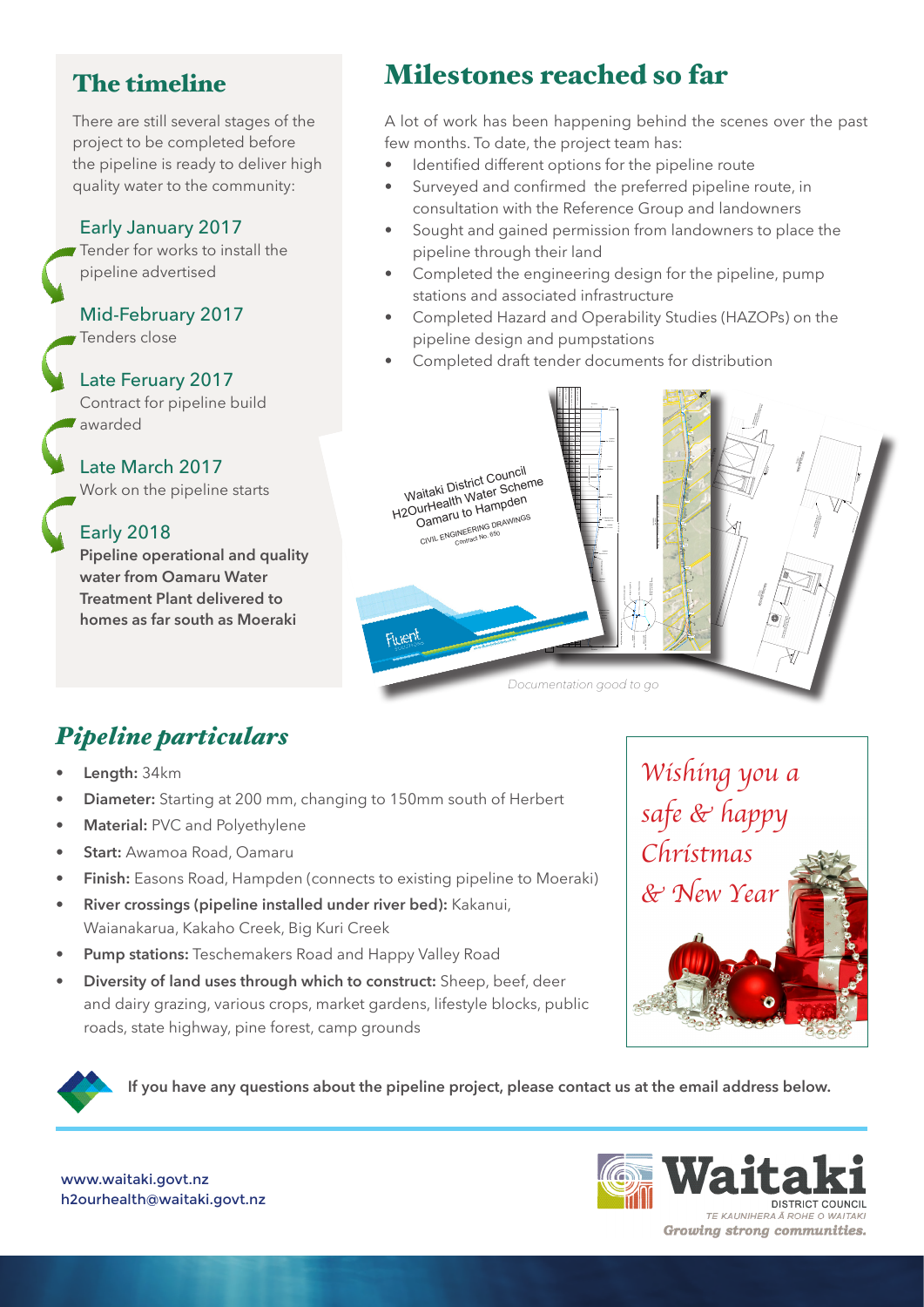## The timeline

There are still several stages of the project to be completed before the pipeline is ready to deliver high quality water to the community:

**Early January 2017**
Tender for works to install the pipeline advertised

**Mid-February 2017**
Tenders close

**Late Feruary 2017**
Contract for pipeline build awarded

**Late March 2017**
Work on the pipeline starts

**Early 2018**
**Pipeline operational and quality water from Oamaru Water Treatment Plant delivered to homes as far south as Moeraki**

## Milestones reached so far

A lot of work has been happening behind the scenes over the past few months. To date, the project team has:

- Identified different options for the pipeline route
- Surveyed and confirmed the preferred pipeline route, in consultation with the Reference Group and landowners
- Sought and gained permission from landowners to place the pipeline through their land
- Completed the engineering design for the pipeline, pump stations and associated infrastructure
- Completed Hazard and Operability Studies (HAZOPs) on the pipeline design and pumpstations
- Completed draft tender documents for distribution

*Documentation good to go*

## *Pipeline particulars*

- **Length:** 34km
- **Diameter:** Starting at 200 mm, changing to 150mm south of Herbert
- **Material:** PVC and Polyethylene
- **Start:** Awamoa Road, Oamaru
- **Finish:** Easons Road, Hampden (connects to existing pipeline to Moeraki)
- **River crossings (pipeline installed under river bed):** Kakanui, Waianakarua, Kakaho Creek, Big Kuri Creek
- **Pump stations:** Teschemakers Road and Happy Valley Road
- **Diversity of land uses through which to construct:** Sheep, beef, deer and dairy grazing, various crops, market gardens, lifestyle blocks, public roads, state highway, pine forest, camp grounds

*Wishing you a safe & happy Christmas & New Year*

**If you have any questions about the pipeline project, please contact us at the email address below.**

www.waitaki.govt.nz
h2ourhealth@waitaki.govt.nz

Waitaki District Council
TE KAUNIHERA Ā ROHE O WAITAKI
*Growing strong communities.*